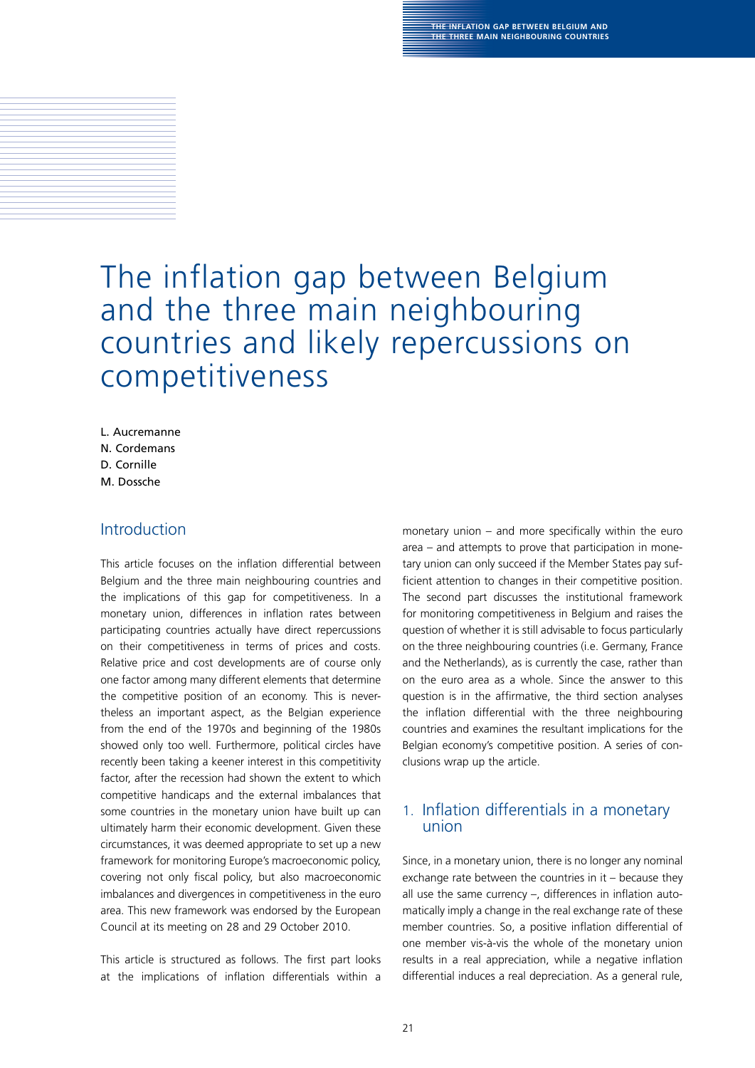# The inflation gap between Belgium and the three main neighbouring countries and likely repercussions on competitiveness

L. Aucremanne
N. Cordemans
D. Cornille
M. Dossche

## Introduction

This article focuses on the inflation differential between Belgium and the three main neighbouring countries and the implications of this gap for competitiveness. In a monetary union, differences in inflation rates between participating countries actually have direct repercussions on their competitiveness in terms of prices and costs. Relative price and cost developments are of course only one factor among many different elements that determine the competitive position of an economy. This is nevertheless an important aspect, as the Belgian experience from the end of the 1970s and beginning of the 1980s showed only too well. Furthermore, political circles have recently been taking a keener interest in this competitivity factor, after the recession had shown the extent to which competitive handicaps and the external imbalances that some countries in the monetary union have built up can ultimately harm their economic development. Given these circumstances, it was deemed appropriate to set up a new framework for monitoring Europe's macroeconomic policy, covering not only fiscal policy, but also macroeconomic imbalances and divergences in competitiveness in the euro area. This new framework was endorsed by the European Council at its meeting on 28 and 29 October 2010.

This article is structured as follows. The first part looks at the implications of inflation differentials within a monetary union – and more specifically within the euro area – and attempts to prove that participation in monetary union can only succeed if the Member States pay sufficient attention to changes in their competitive position. The second part discusses the institutional framework for monitoring competitiveness in Belgium and raises the question of whether it is still advisable to focus particularly on the three neighbouring countries (i.e. Germany, France and the Netherlands), as is currently the case, rather than on the euro area as a whole. Since the answer to this question is in the affirmative, the third section analyses the inflation differential with the three neighbouring countries and examines the resultant implications for the Belgian economy's competitive position. A series of conclusions wrap up the article.

## 1. Inflation differentials in a monetary union

Since, in a monetary union, there is no longer any nominal exchange rate between the countries in it – because they all use the same currency –, differences in inflation automatically imply a change in the real exchange rate of these member countries. So, a positive inflation differential of one member vis-à-vis the whole of the monetary union results in a real appreciation, while a negative inflation differential induces a real depreciation. As a general rule,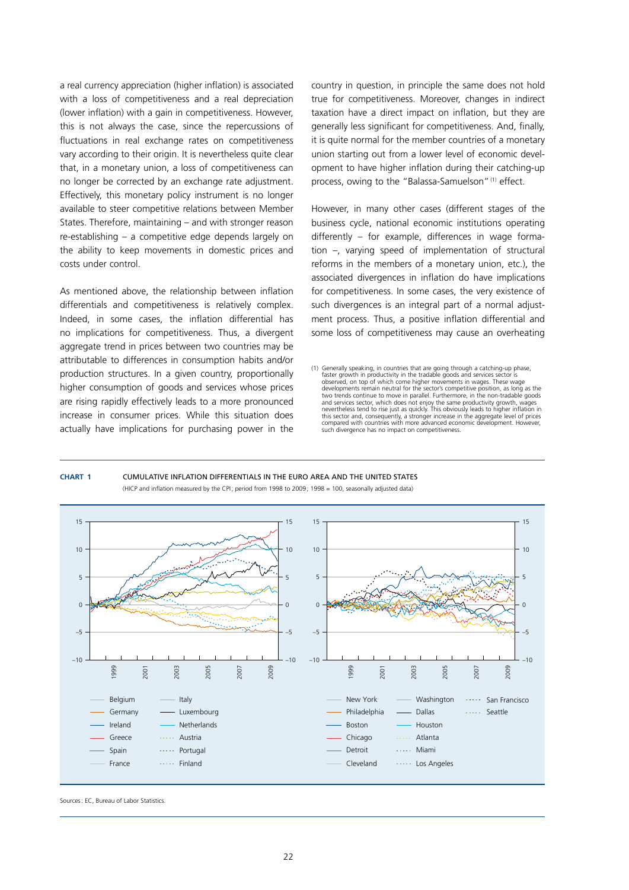a real currency appreciation (higher inflation) is associated with a loss of competitiveness and a real depreciation (lower inflation) with a gain in competitiveness. However, this is not always the case, since the repercussions of fluctuations in real exchange rates on competitiveness vary according to their origin. It is nevertheless quite clear that, in a monetary union, a loss of competitiveness can no longer be corrected by an exchange rate adjustment. Effectively, this monetary policy instrument is no longer available to steer competitive relations between Member States. Therefore, maintaining – and with stronger reason re-establishing – a competitive edge depends largely on the ability to keep movements in domestic prices and costs under control.

As mentioned above, the relationship between inflation differentials and competitiveness is relatively complex. Indeed, in some cases, the inflation differential has no implications for competitiveness. Thus, a divergent aggregate trend in prices between two countries may be attributable to differences in consumption habits and/or production structures. In a given country, proportionally higher consumption of goods and services whose prices are rising rapidly effectively leads to a more pronounced increase in consumer prices. While this situation does actually have implications for purchasing power in the country in question, in principle the same does not hold true for competitiveness. Moreover, changes in indirect taxation have a direct impact on inflation, but they are generally less significant for competitiveness. And, finally, it is quite normal for the member countries of a monetary union starting out from a lower level of economic development to have higher inflation during their catching-up process, owing to the "Balassa-Samuelson" [1] effect.

However, in many other cases (different stages of the business cycle, national economic institutions operating differently – for example, differences in wage formation –, varying speed of implementation of structural reforms in the members of a monetary union, etc.), the associated divergences in inflation do have implications for competitiveness. In some cases, the very existence of such divergences is an integral part of a normal adjustment process. Thus, a positive inflation differential and some loss of competitiveness may cause an overheating

(1) Generally speaking, in countries that are going through a catching-up phase, faster growth in productivity in the tradable goods and services sector is observed, on top of which come higher movements in wages. These wage developments remain neutral for the sector's competitive position, as long as the two trends continue to move in parallel. Furthermore, in the non-tradable goods and services sector, which does not enjoy the same productivity growth, wages nevertheless tend to rise just as quickly. This obviously leads to higher inflation in this sector and, consequently, a stronger increase in the aggregate level of prices compared with countries with more advanced economic development. However, such divergence has no impact on competitiveness.

**CHART 1** CUMULATIVE INFLATION DIFFERENTIALS IN THE EURO AREA AND THE UNITED STATES
(HICP and inflation measured by the CPI; period from 1998 to 2009; 1998 = 100, seasonally adjusted data)

Legend (left panel): Belgium, Germany, Ireland, Greece, Spain, France, Italy, Luxembourg, Netherlands, Austria, Portugal, Finland

Legend (right panel): New York, Philadelphia, Boston, Chicago, Detroit, Cleveland, Washington, Dallas, Houston, Atlanta, Miami, Los Angeles, San Francisco, Seattle

Sources: EC, Bureau of Labor Statistics.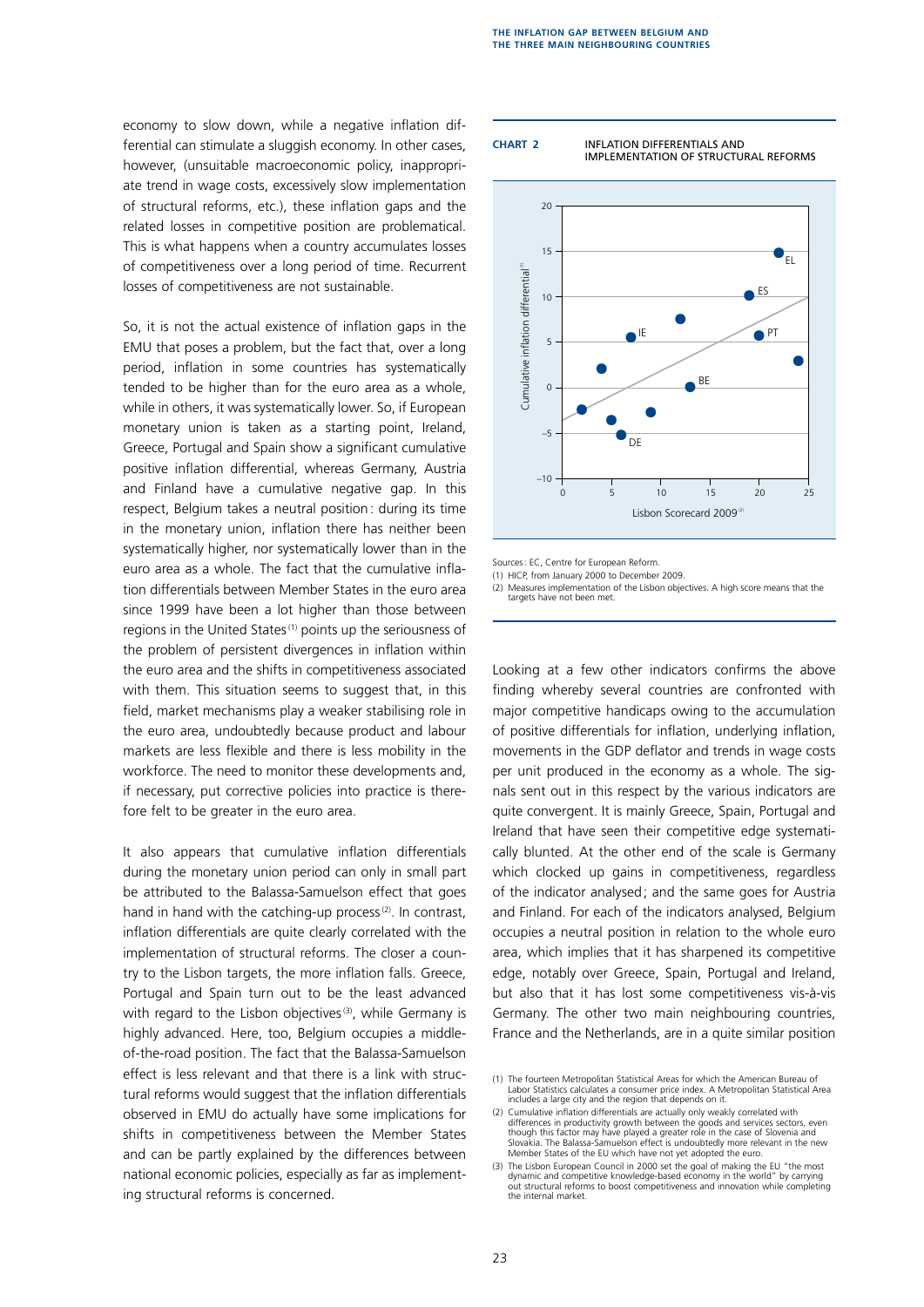economy to slow down, while a negative inflation differential can stimulate a sluggish economy. In other cases, however, (unsuitable macroeconomic policy, inappropriate trend in wage costs, excessively slow implementation of structural reforms, etc.), these inflation gaps and the related losses in competitive position are problematical. This is what happens when a country accumulates losses of competitiveness over a long period of time. Recurrent losses of competitiveness are not sustainable.

So, it is not the actual existence of inflation gaps in the EMU that poses a problem, but the fact that, over a long period, inflation in some countries has systematically tended to be higher than for the euro area as a whole, while in others, it was systematically lower. So, if European monetary union is taken as a starting point, Ireland, Greece, Portugal and Spain show a significant cumulative positive inflation differential, whereas Germany, Austria and Finland have a cumulative negative gap. In this respect, Belgium takes a neutral position: during its time in the monetary union, inflation there has neither been systematically higher, nor systematically lower than in the euro area as a whole. The fact that the cumulative inflation differentials between Member States in the euro area since 1999 have been a lot higher than those between regions in the United States[1] points up the seriousness of the problem of persistent divergences in inflation within the euro area and the shifts in competitiveness associated with them. This situation seems to suggest that, in this field, market mechanisms play a weaker stabilising role in the euro area, undoubtedly because product and labour markets are less flexible and there is less mobility in the workforce. The need to monitor these developments and, if necessary, put corrective policies into practice is therefore felt to be greater in the euro area.

It also appears that cumulative inflation differentials during the monetary union period can only in small part be attributed to the Balassa-Samuelson effect that goes hand in hand with the catching-up process[2]. In contrast, inflation differentials are quite clearly correlated with the implementation of structural reforms. The closer a country to the Lisbon targets, the more inflation falls. Greece, Portugal and Spain turn out to be the least advanced with regard to the Lisbon objectives[3], while Germany is highly advanced. Here, too, Belgium occupies a middle-of-the-road position. The fact that the Balassa-Samuelson effect is less relevant and that there is a link with structural reforms would suggest that the inflation differentials observed in EMU do actually have some implications for shifts in competitiveness between the Member States and can be partly explained by the differences between national economic policies, especially as far as implementing structural reforms is concerned.

**CHART 2** INFLATION DIFFERENTIALS AND IMPLEMENTATION OF STRUCTURAL REFORMS

Sources: EC, Centre for European Reform.
(1) HICP, from January 2000 to December 2009.
(2) Measures implementation of the Lisbon objectives. A high score means that the targets have not been met.

Looking at a few other indicators confirms the above finding whereby several countries are confronted with major competitive handicaps owing to the accumulation of positive differentials for inflation, underlying inflation, movements in the GDP deflator and trends in wage costs per unit produced in the economy as a whole. The signals sent out in this respect by the various indicators are quite convergent. It is mainly Greece, Spain, Portugal and Ireland that have seen their competitive edge systematically blunted. At the other end of the scale is Germany which clocked up gains in competitiveness, regardless of the indicator analysed; and the same goes for Austria and Finland. For each of the indicators analysed, Belgium occupies a neutral position in relation to the whole euro area, which implies that it has sharpened its competitive edge, notably over Greece, Spain, Portugal and Ireland, but also that it has lost some competitiveness vis-à-vis Germany. The other two main neighbouring countries, France and the Netherlands, are in a quite similar position

(1) The fourteen Metropolitan Statistical Areas for which the American Bureau of Labor Statistics calculates a consumer price index. A Metropolitan Statistical Area includes a large city and the region that depends on it.

(2) Cumulative inflation differentials are actually only weakly correlated with differences in productivity growth between the goods and services sectors, even though this factor may have played a greater role in the case of Slovenia and Slovakia. The Balassa-Samuelson effect is undoubtedly more relevant in the new Member States of the EU which have not yet adopted the euro.

(3) The Lisbon European Council in 2000 set the goal of making the EU "the most dynamic and competitive knowledge-based economy in the world" by carrying out structural reforms to boost competitiveness and innovation while completing the internal market.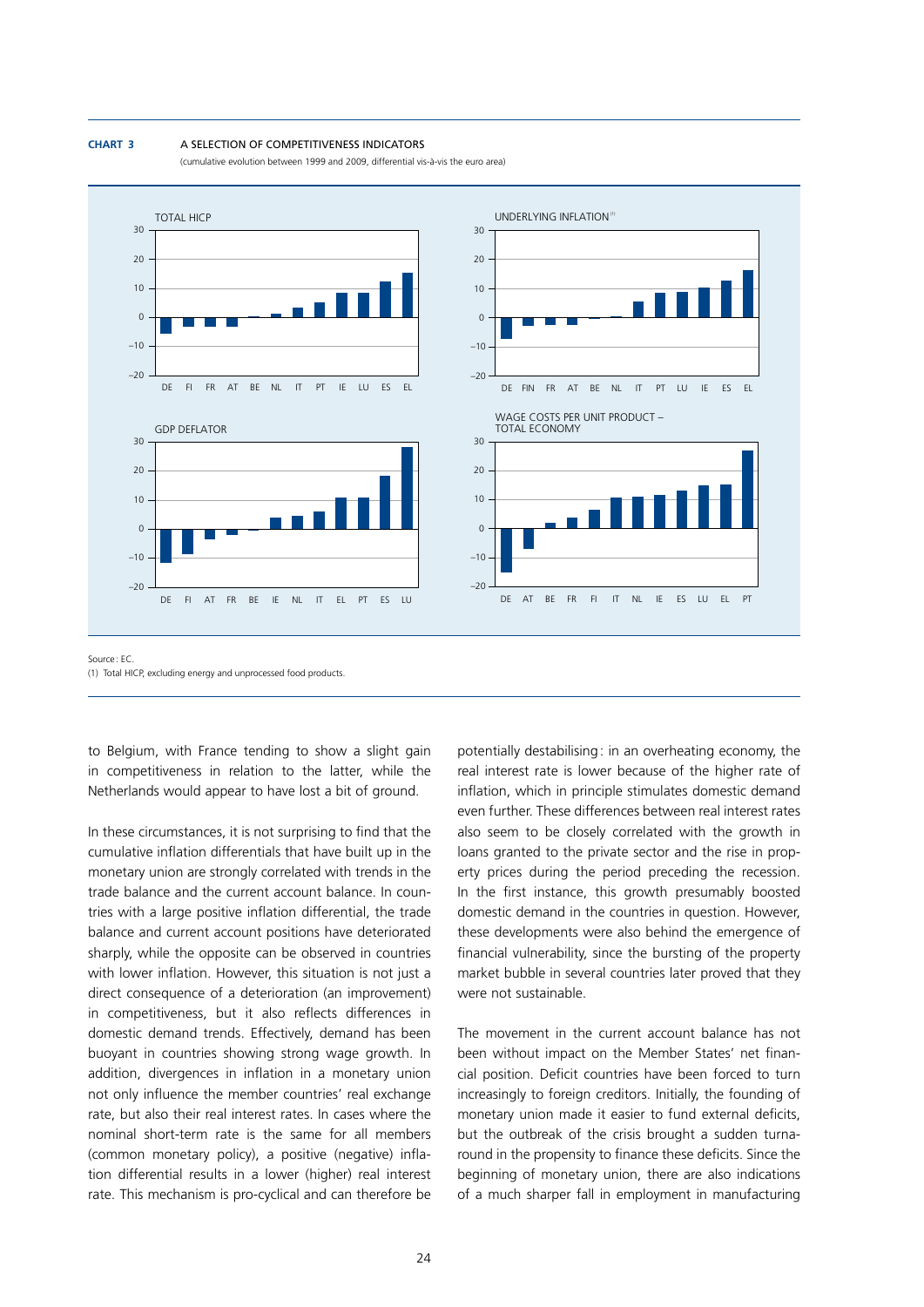**CHART 3** A SELECTION OF COMPETITIVENESS INDICATORS

(cumulative evolution between 1999 and 2009, differential vis-à-vis the euro area)

Source: EC.

(1) Total HICP, excluding energy and unprocessed food products.

to Belgium, with France tending to show a slight gain in competitiveness in relation to the latter, while the Netherlands would appear to have lost a bit of ground.

In these circumstances, it is not surprising to find that the cumulative inflation differentials that have built up in the monetary union are strongly correlated with trends in the trade balance and the current account balance. In countries with a large positive inflation differential, the trade balance and current account positions have deteriorated sharply, while the opposite can be observed in countries with lower inflation. However, this situation is not just a direct consequence of a deterioration (an improvement) in competitiveness, but it also reflects differences in domestic demand trends. Effectively, demand has been buoyant in countries showing strong wage growth. In addition, divergences in inflation in a monetary union not only influence the member countries' real exchange rate, but also their real interest rates. In cases where the nominal short-term rate is the same for all members (common monetary policy), a positive (negative) inflation differential results in a lower (higher) real interest rate. This mechanism is pro-cyclical and can therefore be potentially destabilising: in an overheating economy, the real interest rate is lower because of the higher rate of inflation, which in principle stimulates domestic demand even further. These differences between real interest rates also seem to be closely correlated with the growth in loans granted to the private sector and the rise in property prices during the period preceding the recession. In the first instance, this growth presumably boosted domestic demand in the countries in question. However, these developments were also behind the emergence of financial vulnerability, since the bursting of the property market bubble in several countries later proved that they were not sustainable.

The movement in the current account balance has not been without impact on the Member States' net financial position. Deficit countries have been forced to turn increasingly to foreign creditors. Initially, the founding of monetary union made it easier to fund external deficits, but the outbreak of the crisis brought a sudden turnaround in the propensity to finance these deficits. Since the beginning of monetary union, there are also indications of a much sharper fall in employment in manufacturing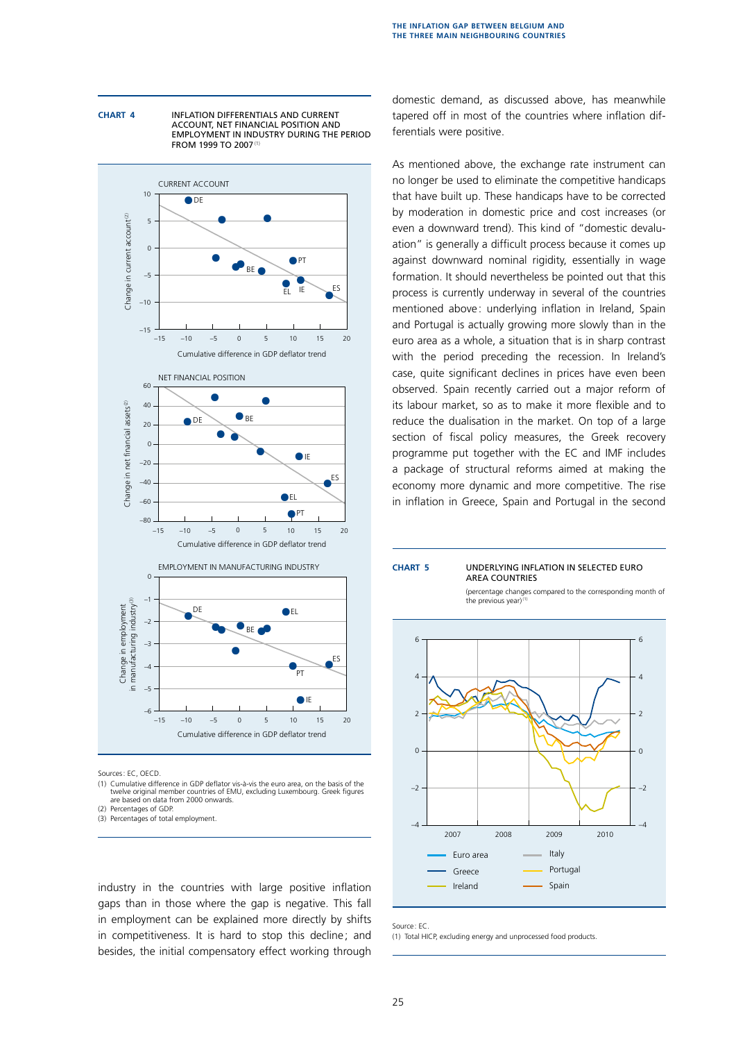**CHART 4** INFLATION DIFFERENTIALS AND CURRENT ACCOUNT, NET FINANCIAL POSITION AND EMPLOYMENT IN INDUSTRY DURING THE PERIOD FROM 1999 TO 2007 [(1)]

CURRENT ACCOUNT

NET FINANCIAL POSITION

EMPLOYMENT IN MANUFACTURING INDUSTRY

Sources: EC, OECD.

(1) Cumulative difference in GDP deflator vis-à-vis the euro area, on the basis of the twelve original member countries of EMU, excluding Luxembourg. Greek figures are based on data from 2000 onwards.

(2) Percentages of GDP.

(3) Percentages of total employment.

industry in the countries with large positive inflation gaps than in those where the gap is negative. This fall in employment can be explained more directly by shifts in competitiveness. It is hard to stop this decline; and besides, the initial compensatory effect working through domestic demand, as discussed above, has meanwhile tapered off in most of the countries where inflation differentials were positive.

As mentioned above, the exchange rate instrument can no longer be used to eliminate the competitive handicaps that have built up. These handicaps have to be corrected by moderation in domestic price and cost increases (or even a downward trend). This kind of "domestic devaluation" is generally a difficult process because it comes up against downward nominal rigidity, essentially in wage formation. It should nevertheless be pointed out that this process is currently underway in several of the countries mentioned above: underlying inflation in Ireland, Spain and Portugal is actually growing more slowly than in the euro area as a whole, a situation that is in sharp contrast with the period preceding the recession. In Ireland's case, quite significant declines in prices have even been observed. Spain recently carried out a major reform of its labour market, so as to make it more flexible and to reduce the dualisation in the market. On top of a large section of fiscal policy measures, the Greek recovery programme put together with the EC and IMF includes a package of structural reforms aimed at making the economy more dynamic and more competitive. The rise in inflation in Greece, Spain and Portugal in the second

**CHART 5** UNDERLYING INFLATION IN SELECTED EURO AREA COUNTRIES

(percentage changes compared to the corresponding month of the previous year) [(1)]

Source: EC.

(1) Total HICP, excluding energy and unprocessed food products.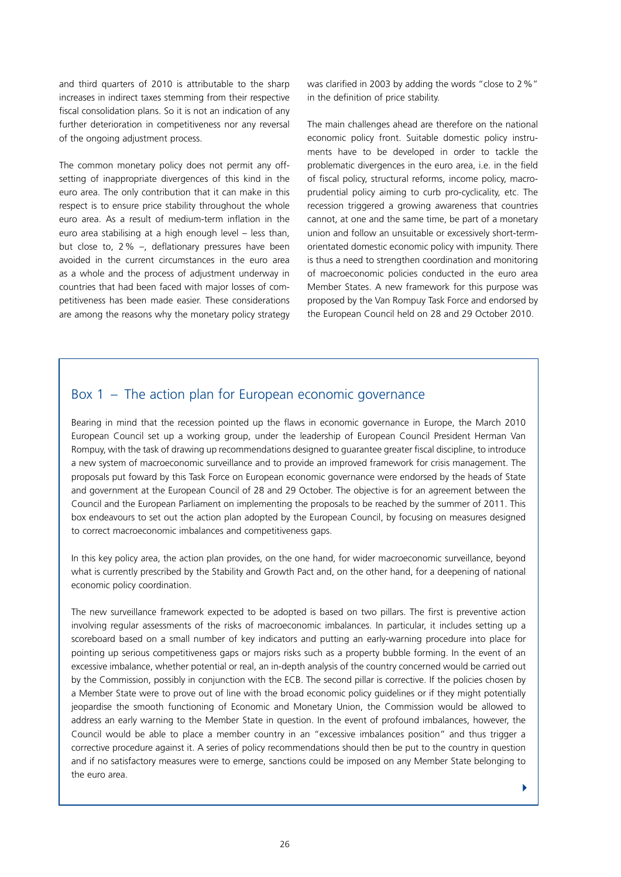and third quarters of 2010 is attributable to the sharp increases in indirect taxes stemming from their respective fiscal consolidation plans. So it is not an indication of any further deterioration in competitiveness nor any reversal of the ongoing adjustment process.

The common monetary policy does not permit any offsetting of inappropriate divergences of this kind in the euro area. The only contribution that it can make in this respect is to ensure price stability throughout the whole euro area. As a result of medium-term inflation in the euro area stabilising at a high enough level – less than, but close to, 2 % –, deflationary pressures have been avoided in the current circumstances in the euro area as a whole and the process of adjustment underway in countries that had been faced with major losses of competitiveness has been made easier. These considerations are among the reasons why the monetary policy strategy was clarified in 2003 by adding the words "close to 2 %" in the definition of price stability.

The main challenges ahead are therefore on the national economic policy front. Suitable domestic policy instruments have to be developed in order to tackle the problematic divergences in the euro area, i.e. in the field of fiscal policy, structural reforms, income policy, macroprudential policy aiming to curb pro-cyclicality, etc. The recession triggered a growing awareness that countries cannot, at one and the same time, be part of a monetary union and follow an unsuitable or excessively short-termorientated domestic economic policy with impunity. There is thus a need to strengthen coordination and monitoring of macroeconomic policies conducted in the euro area Member States. A new framework for this purpose was proposed by the Van Rompuy Task Force and endorsed by the European Council held on 28 and 29 October 2010.

## Box 1 – The action plan for European economic governance

Bearing in mind that the recession pointed up the flaws in economic governance in Europe, the March 2010 European Council set up a working group, under the leadership of European Council President Herman Van Rompuy, with the task of drawing up recommendations designed to guarantee greater fiscal discipline, to introduce a new system of macroeconomic surveillance and to provide an improved framework for crisis management. The proposals put foward by this Task Force on European economic governance were endorsed by the heads of State and government at the European Council of 28 and 29 October. The objective is for an agreement between the Council and the European Parliament on implementing the proposals to be reached by the summer of 2011. This box endeavours to set out the action plan adopted by the European Council, by focusing on measures designed to correct macroeconomic imbalances and competitiveness gaps.

In this key policy area, the action plan provides, on the one hand, for wider macroeconomic surveillance, beyond what is currently prescribed by the Stability and Growth Pact and, on the other hand, for a deepening of national economic policy coordination.

The new surveillance framework expected to be adopted is based on two pillars. The first is preventive action involving regular assessments of the risks of macroeconomic imbalances. In particular, it includes setting up a scoreboard based on a small number of key indicators and putting an early-warning procedure into place for pointing up serious competitiveness gaps or majors risks such as a property bubble forming. In the event of an excessive imbalance, whether potential or real, an in-depth analysis of the country concerned would be carried out by the Commission, possibly in conjunction with the ECB. The second pillar is corrective. If the policies chosen by a Member State were to prove out of line with the broad economic policy guidelines or if they might potentially jeopardise the smooth functioning of Economic and Monetary Union, the Commission would be allowed to address an early warning to the Member State in question. In the event of profound imbalances, however, the Council would be able to place a member country in an "excessive imbalances position" and thus trigger a corrective procedure against it. A series of policy recommendations should then be put to the country in question and if no satisfactory measures were to emerge, sanctions could be imposed on any Member State belonging to the euro area.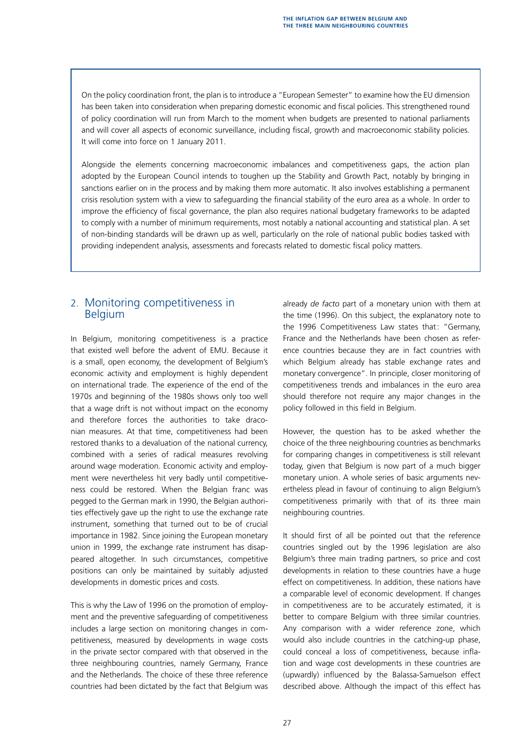On the policy coordination front, the plan is to introduce a "European Semester" to examine how the EU dimension has been taken into consideration when preparing domestic economic and fiscal policies. This strengthened round of policy coordination will run from March to the moment when budgets are presented to national parliaments and will cover all aspects of economic surveillance, including fiscal, growth and macroeconomic stability policies. It will come into force on 1 January 2011.

Alongside the elements concerning macroeconomic imbalances and competitiveness gaps, the action plan adopted by the European Council intends to toughen up the Stability and Growth Pact, notably by bringing in sanctions earlier on in the process and by making them more automatic. It also involves establishing a permanent crisis resolution system with a view to safeguarding the financial stability of the euro area as a whole. In order to improve the efficiency of fiscal governance, the plan also requires national budgetary frameworks to be adapted to comply with a number of minimum requirements, most notably a national accounting and statistical plan. A set of non-binding standards will be drawn up as well, particularly on the role of national public bodies tasked with providing independent analysis, assessments and forecasts related to domestic fiscal policy matters.

## 2. Monitoring competitiveness in Belgium

In Belgium, monitoring competitiveness is a practice that existed well before the advent of EMU. Because it is a small, open economy, the development of Belgium's economic activity and employment is highly dependent on international trade. The experience of the end of the 1970s and beginning of the 1980s shows only too well that a wage drift is not without impact on the economy and therefore forces the authorities to take draconian measures. At that time, competitiveness had been restored thanks to a devaluation of the national currency, combined with a series of radical measures revolving around wage moderation. Economic activity and employment were nevertheless hit very badly until competitiveness could be restored. When the Belgian franc was pegged to the German mark in 1990, the Belgian authorities effectively gave up the right to use the exchange rate instrument, something that turned out to be of crucial importance in 1982. Since joining the European monetary union in 1999, the exchange rate instrument has disappeared altogether. In such circumstances, competitive positions can only be maintained by suitably adjusted developments in domestic prices and costs.

This is why the Law of 1996 on the promotion of employment and the preventive safeguarding of competitiveness includes a large section on monitoring changes in competitiveness, measured by developments in wage costs in the private sector compared with that observed in the three neighbouring countries, namely Germany, France and the Netherlands. The choice of these three reference countries had been dictated by the fact that Belgium was already *de facto* part of a monetary union with them at the time (1996). On this subject, the explanatory note to the 1996 Competitiveness Law states that: "Germany, France and the Netherlands have been chosen as reference countries because they are in fact countries with which Belgium already has stable exchange rates and monetary convergence". In principle, closer monitoring of competitiveness trends and imbalances in the euro area should therefore not require any major changes in the policy followed in this field in Belgium.

However, the question has to be asked whether the choice of the three neighbouring countries as benchmarks for comparing changes in competitiveness is still relevant today, given that Belgium is now part of a much bigger monetary union. A whole series of basic arguments nevertheless plead in favour of continuing to align Belgium's competitiveness primarily with that of its three main neighbouring countries.

It should first of all be pointed out that the reference countries singled out by the 1996 legislation are also Belgium's three main trading partners, so price and cost developments in relation to these countries have a huge effect on competitiveness. In addition, these nations have a comparable level of economic development. If changes in competitiveness are to be accurately estimated, it is better to compare Belgium with three similar countries. Any comparison with a wider reference zone, which would also include countries in the catching-up phase, could conceal a loss of competitiveness, because inflation and wage cost developments in these countries are (upwardly) influenced by the Balassa-Samuelson effect described above. Although the impact of this effect has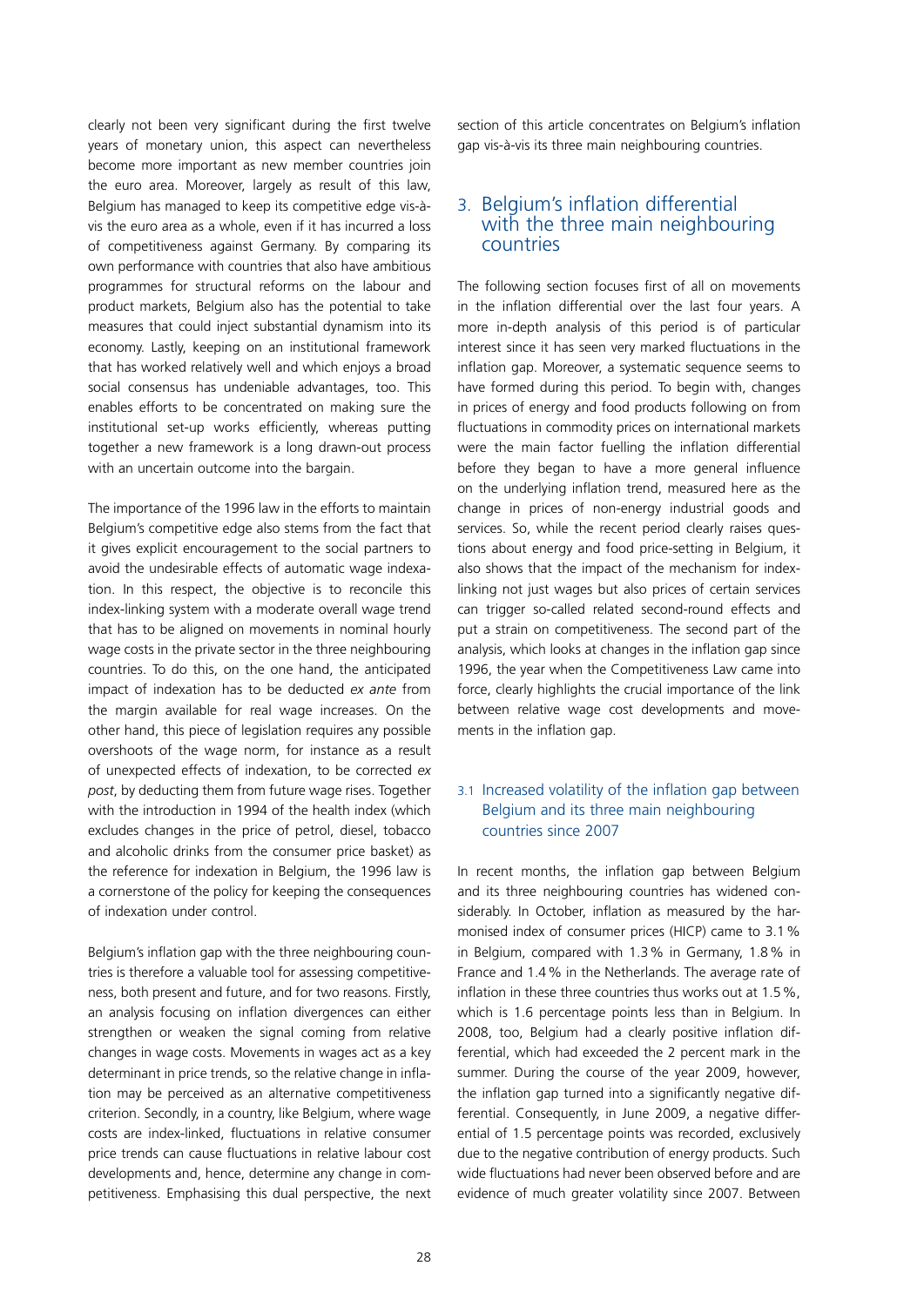clearly not been very significant during the first twelve years of monetary union, this aspect can nevertheless become more important as new member countries join the euro area. Moreover, largely as result of this law, Belgium has managed to keep its competitive edge vis-à-vis the euro area as a whole, even if it has incurred a loss of competitiveness against Germany. By comparing its own performance with countries that also have ambitious programmes for structural reforms on the labour and product markets, Belgium also has the potential to take measures that could inject substantial dynamism into its economy. Lastly, keeping on an institutional framework that has worked relatively well and which enjoys a broad social consensus has undeniable advantages, too. This enables efforts to be concentrated on making sure the institutional set-up works efficiently, whereas putting together a new framework is a long drawn-out process with an uncertain outcome into the bargain.

The importance of the 1996 law in the efforts to maintain Belgium's competitive edge also stems from the fact that it gives explicit encouragement to the social partners to avoid the undesirable effects of automatic wage indexation. In this respect, the objective is to reconcile this index-linking system with a moderate overall wage trend that has to be aligned on movements in nominal hourly wage costs in the private sector in the three neighbouring countries. To do this, on the one hand, the anticipated impact of indexation has to be deducted *ex ante* from the margin available for real wage increases. On the other hand, this piece of legislation requires any possible overshoots of the wage norm, for instance as a result of unexpected effects of indexation, to be corrected *ex post*, by deducting them from future wage rises. Together with the introduction in 1994 of the health index (which excludes changes in the price of petrol, diesel, tobacco and alcoholic drinks from the consumer price basket) as the reference for indexation in Belgium, the 1996 law is a cornerstone of the policy for keeping the consequences of indexation under control.

Belgium's inflation gap with the three neighbouring countries is therefore a valuable tool for assessing competitiveness, both present and future, and for two reasons. Firstly, an analysis focusing on inflation divergences can either strengthen or weaken the signal coming from relative changes in wage costs. Movements in wages act as a key determinant in price trends, so the relative change in inflation may be perceived as an alternative competitiveness criterion. Secondly, in a country, like Belgium, where wage costs are index-linked, fluctuations in relative consumer price trends can cause fluctuations in relative labour cost developments and, hence, determine any change in competitiveness. Emphasising this dual perspective, the next section of this article concentrates on Belgium's inflation gap vis-à-vis its three main neighbouring countries.

## 3. Belgium's inflation differential with the three main neighbouring countries

The following section focuses first of all on movements in the inflation differential over the last four years. A more in-depth analysis of this period is of particular interest since it has seen very marked fluctuations in the inflation gap. Moreover, a systematic sequence seems to have formed during this period. To begin with, changes in prices of energy and food products following on from fluctuations in commodity prices on international markets were the main factor fuelling the inflation differential before they began to have a more general influence on the underlying inflation trend, measured here as the change in prices of non-energy industrial goods and services. So, while the recent period clearly raises questions about energy and food price-setting in Belgium, it also shows that the impact of the mechanism for index-linking not just wages but also prices of certain services can trigger so-called related second-round effects and put a strain on competitiveness. The second part of the analysis, which looks at changes in the inflation gap since 1996, the year when the Competitiveness Law came into force, clearly highlights the crucial importance of the link between relative wage cost developments and movements in the inflation gap.

### 3.1 Increased volatility of the inflation gap between Belgium and its three main neighbouring countries since 2007

In recent months, the inflation gap between Belgium and its three neighbouring countries has widened considerably. In October, inflation as measured by the harmonised index of consumer prices (HICP) came to 3.1 % in Belgium, compared with 1.3 % in Germany, 1.8 % in France and 1.4 % in the Netherlands. The average rate of inflation in these three countries thus works out at 1.5 %, which is 1.6 percentage points less than in Belgium. In 2008, too, Belgium had a clearly positive inflation differential, which had exceeded the 2 percent mark in the summer. During the course of the year 2009, however, the inflation gap turned into a significantly negative differential. Consequently, in June 2009, a negative differential of 1.5 percentage points was recorded, exclusively due to the negative contribution of energy products. Such wide fluctuations had never been observed before and are evidence of much greater volatility since 2007. Between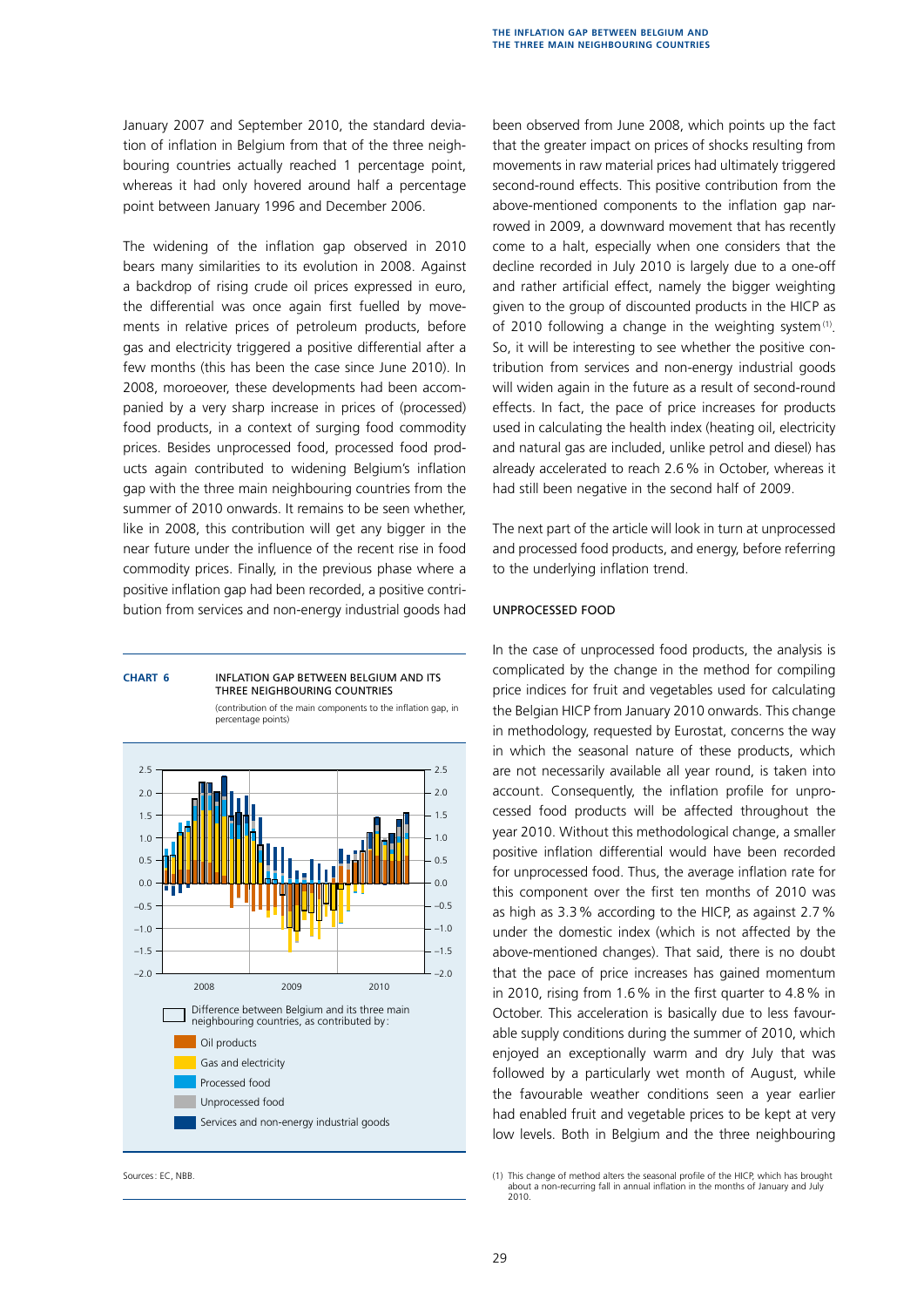January 2007 and September 2010, the standard deviation of inflation in Belgium from that of the three neighbouring countries actually reached 1 percentage point, whereas it had only hovered around half a percentage point between January 1996 and December 2006.

The widening of the inflation gap observed in 2010 bears many similarities to its evolution in 2008. Against a backdrop of rising crude oil prices expressed in euro, the differential was once again first fuelled by movements in relative prices of petroleum products, before gas and electricity triggered a positive differential after a few months (this has been the case since June 2010). In 2008, moroeover, these developments had been accompanied by a very sharp increase in prices of (processed) food products, in a context of surging food commodity prices. Besides unprocessed food, processed food products again contributed to widening Belgium's inflation gap with the three main neighbouring countries from the summer of 2010 onwards. It remains to be seen whether, like in 2008, this contribution will get any bigger in the near future under the influence of the recent rise in food commodity prices. Finally, in the previous phase where a positive inflation gap had been recorded, a positive contribution from services and non-energy industrial goods had been observed from June 2008, which points up the fact that the greater impact on prices of shocks resulting from movements in raw material prices had ultimately triggered second-round effects. This positive contribution from the above-mentioned components to the inflation gap narrowed in 2009, a downward movement that has recently come to a halt, especially when one considers that the decline recorded in July 2010 is largely due to a one-off and rather artificial effect, namely the bigger weighting given to the group of discounted products in the HICP as of 2010 following a change in the weighting system[1]. So, it will be interesting to see whether the positive contribution from services and non-energy industrial goods will widen again in the future as a result of second-round effects. In fact, the pace of price increases for products used in calculating the health index (heating oil, electricity and natural gas are included, unlike petrol and diesel) has already accelerated to reach 2.6 % in October, whereas it had still been negative in the second half of 2009.

**CHART 6** INFLATION GAP BETWEEN BELGIUM AND ITS THREE NEIGHBOURING COUNTRIES
(contribution of the main components to the inflation gap, in percentage points)

Legend: Difference between Belgium and its three main neighbouring countries, as contributed by: Oil products; Gas and electricity; Processed food; Unprocessed food; Services and non-energy industrial goods

Sources: EC, NBB.

The next part of the article will look in turn at unprocessed and processed food products, and energy, before referring to the underlying inflation trend.

## UNPROCESSED FOOD

In the case of unprocessed food products, the analysis is complicated by the change in the method for compiling price indices for fruit and vegetables used for calculating the Belgian HICP from January 2010 onwards. This change in methodology, requested by Eurostat, concerns the way in which the seasonal nature of these products, which are not necessarily available all year round, is taken into account. Consequently, the inflation profile for unprocessed food products will be affected throughout the year 2010. Without this methodological change, a smaller positive inflation differential would have been recorded for unprocessed food. Thus, the average inflation rate for this component over the first ten months of 2010 was as high as 3.3 % according to the HICP, as against 2.7 % under the domestic index (which is not affected by the above-mentioned changes). That said, there is no doubt that the pace of price increases has gained momentum in 2010, rising from 1.6 % in the first quarter to 4.8 % in October. This acceleration is basically due to less favourable supply conditions during the summer of 2010, which enjoyed an exceptionally warm and dry July that was followed by a particularly wet month of August, while the favourable weather conditions seen a year earlier had enabled fruit and vegetable prices to be kept at very low levels. Both in Belgium and the three neighbouring

(1) This change of method alters the seasonal profile of the HICP, which has brought about a non-recurring fall in annual inflation in the months of January and July 2010.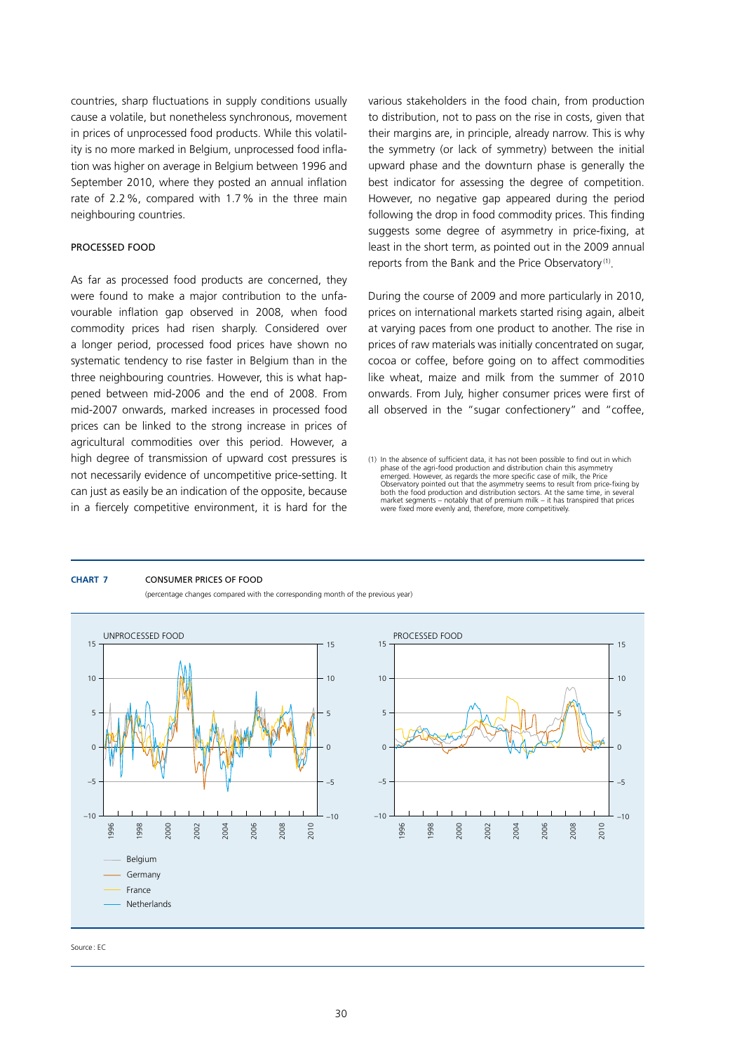countries, sharp fluctuations in supply conditions usually cause a volatile, but nonetheless synchronous, movement in prices of unprocessed food products. While this volatility is no more marked in Belgium, unprocessed food inflation was higher on average in Belgium between 1996 and September 2010, where they posted an annual inflation rate of 2.2 %, compared with 1.7 % in the three main neighbouring countries.

### PROCESSED FOOD

As far as processed food products are concerned, they were found to make a major contribution to the unfavourable inflation gap observed in 2008, when food commodity prices had risen sharply. Considered over a longer period, processed food prices have shown no systematic tendency to rise faster in Belgium than in the three neighbouring countries. However, this is what happened between mid-2006 and the end of 2008. From mid-2007 onwards, marked increases in processed food prices can be linked to the strong increase in prices of agricultural commodities over this period. However, a high degree of transmission of upward cost pressures is not necessarily evidence of uncompetitive price-setting. It can just as easily be an indication of the opposite, because in a fiercely competitive environment, it is hard for the various stakeholders in the food chain, from production to distribution, not to pass on the rise in costs, given that their margins are, in principle, already narrow. This is why the symmetry (or lack of symmetry) between the initial upward phase and the downturn phase is generally the best indicator for assessing the degree of competition. However, no negative gap appeared during the period following the drop in food commodity prices. This finding suggests some degree of asymmetry in price-fixing, at least in the short term, as pointed out in the 2009 annual reports from the Bank and the Price Observatory[1].

During the course of 2009 and more particularly in 2010, prices on international markets started rising again, albeit at varying paces from one product to another. The rise in prices of raw materials was initially concentrated on sugar, cocoa or coffee, before going on to affect commodities like wheat, maize and milk from the summer of 2010 onwards. From July, higher consumer prices were first of all observed in the "sugar confectionery" and "coffee,

(1) In the absence of sufficient data, it has not been possible to find out in which phase of the agri-food production and distribution chain this asymmetry emerged. However, as regards the more specific case of milk, the Price Observatory pointed out that the asymmetry seems to result from price-fixing by both the food production and distribution sectors. At the same time, in several market segments – notably that of premium milk – it has transpired that prices were fixed more evenly and, therefore, more competitively.

**CHART 7** CONSUMER PRICES OF FOOD

(percentage changes compared with the corresponding month of the previous year)

UNPROCESSED FOOD / PROCESSED FOOD

Belgium, Germany, France, Netherlands

Source : EC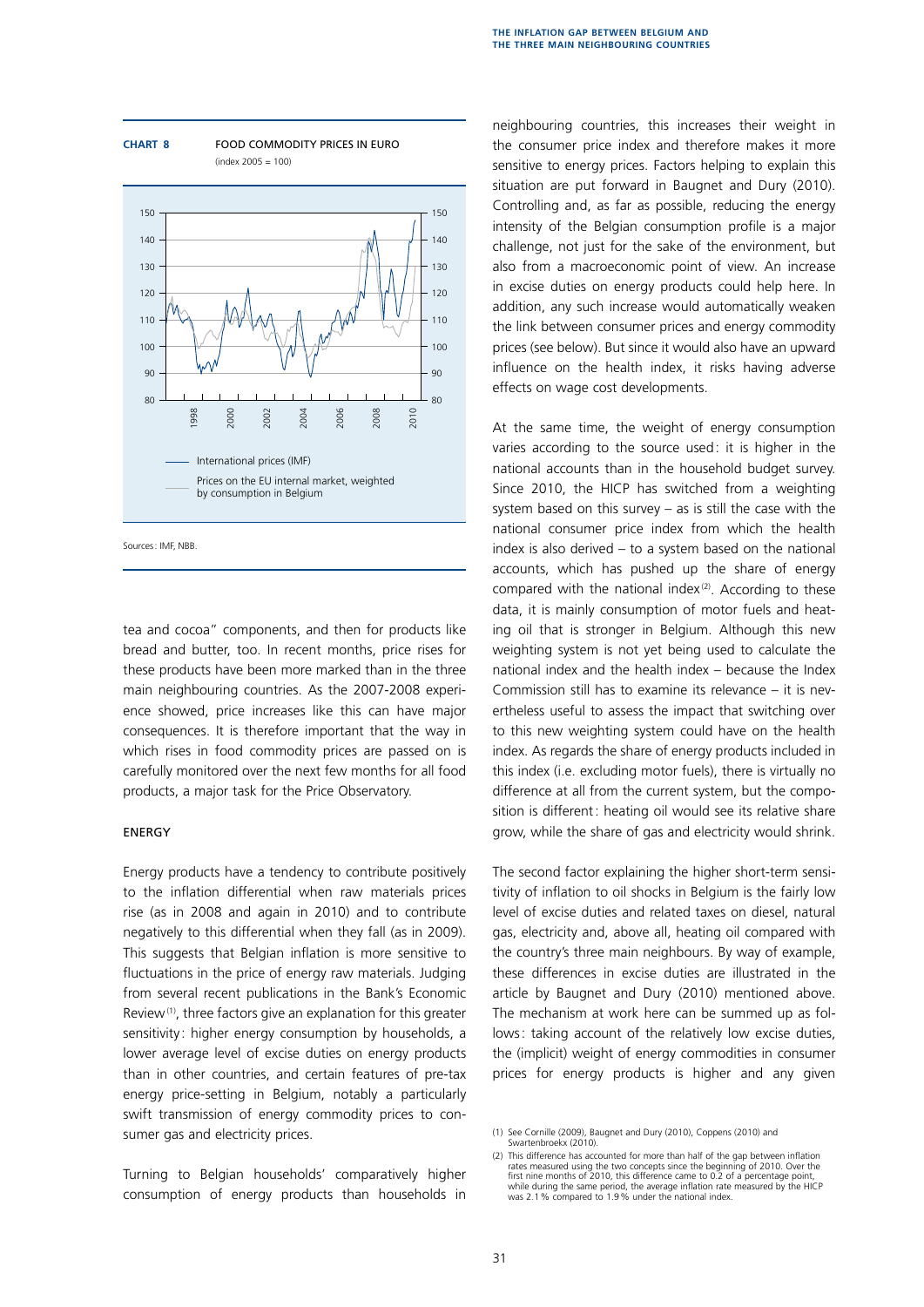**CHART 8** FOOD COMMODITY PRICES IN EURO
(index 2005 = 100)

— International prices (IMF)

— Prices on the EU internal market, weighted by consumption in Belgium

Sources: IMF, NBB.

tea and cocoa" components, and then for products like bread and butter, too. In recent months, price rises for these products have been more marked than in the three main neighbouring countries. As the 2007-2008 experience showed, price increases like this can have major consequences. It is therefore important that the way in which rises in food commodity prices are passed on is carefully monitored over the next few months for all food products, a major task for the Price Observatory.

### ENERGY

Energy products have a tendency to contribute positively to the inflation differential when raw materials prices rise (as in 2008 and again in 2010) and to contribute negatively to this differential when they fall (as in 2009). This suggests that Belgian inflation is more sensitive to fluctuations in the price of energy raw materials. Judging from several recent publications in the Bank's Economic Review[1], three factors give an explanation for this greater sensitivity: higher energy consumption by households, a lower average level of excise duties on energy products than in other countries, and certain features of pre-tax energy price-setting in Belgium, notably a particularly swift transmission of energy commodity prices to consumer gas and electricity prices.

Turning to Belgian households' comparatively higher consumption of energy products than households in neighbouring countries, this increases their weight in the consumer price index and therefore makes it more sensitive to energy prices. Factors helping to explain this situation are put forward in Baugnet and Dury (2010). Controlling and, as far as possible, reducing the energy intensity of the Belgian consumption profile is a major challenge, not just for the sake of the environment, but also from a macroeconomic point of view. An increase in excise duties on energy products could help here. In addition, any such increase would automatically weaken the link between consumer prices and energy commodity prices (see below). But since it would also have an upward influence on the health index, it risks having adverse effects on wage cost developments.

At the same time, the weight of energy consumption varies according to the source used: it is higher in the national accounts than in the household budget survey. Since 2010, the HICP has switched from a weighting system based on this survey – as is still the case with the national consumer price index from which the health index is also derived – to a system based on the national accounts, which has pushed up the share of energy compared with the national index[2]. According to these data, it is mainly consumption of motor fuels and heating oil that is stronger in Belgium. Although this new weighting system is not yet being used to calculate the national index and the health index – because the Index Commission still has to examine its relevance – it is nevertheless useful to assess the impact that switching over to this new weighting system could have on the health index. As regards the share of energy products included in this index (i.e. excluding motor fuels), there is virtually no difference at all from the current system, but the composition is different: heating oil would see its relative share grow, while the share of gas and electricity would shrink.

The second factor explaining the higher short-term sensitivity of inflation to oil shocks in Belgium is the fairly low level of excise duties and related taxes on diesel, natural gas, and, above all, heating oil compared with the country's three main neighbours. By way of example, these differences in excise duties are illustrated in the article by Baugnet and Dury (2010) mentioned above. The mechanism at work here can be summed up as follows: taking account of the relatively low excise duties, the (implicit) weight of energy commodities in consumer prices for energy products is higher and any given

(1) See Cornille (2009), Baugnet and Dury (2010), Coppens (2010) and Swartenbroekx (2010).

(2) This difference has accounted for more than half of the gap between inflation rates measured using the two concepts since the beginning of 2010. Over the first nine months of 2010, this difference came to 0.2 of a percentage point, while during the same period, the average inflation rate measured by the HICP was 2.1 % compared to 1.9 % under the national index.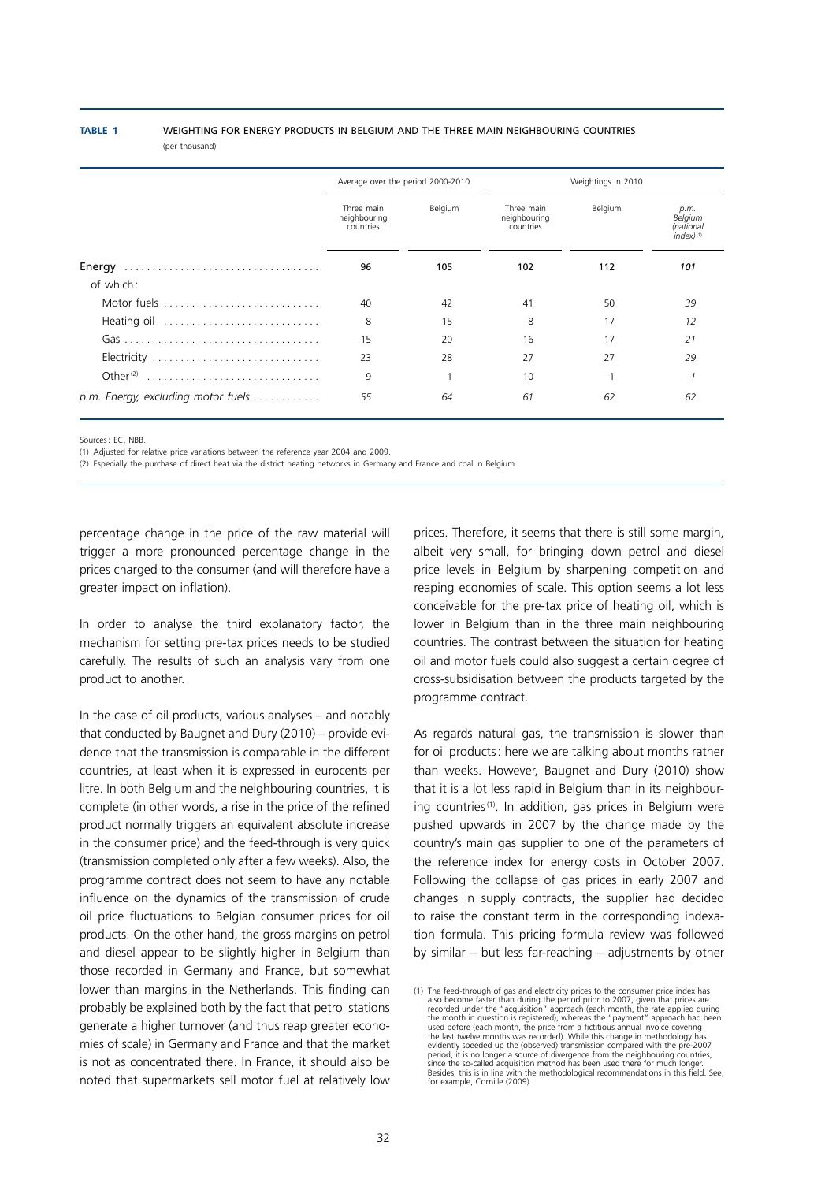**TABLE 1** WEIGHTING FOR ENERGY PRODUCTS IN BELGIUM AND THE THREE MAIN NEIGHBOURING COUNTRIES
(per thousand)

| | Average over the period 2000-2010 | | Weightings in 2010 | | |
|---|---|---|---|---|---|
| | Three main neighbouring countries | Belgium | Three main neighbouring countries | Belgium | *p.m. Belgium (national index)* [1] |
| **Energy** | **96** | **105** | **102** | **112** | ***101*** |
| of which: | | | | | |
| Motor fuels | 40 | 42 | 41 | 50 | *39* |
| Heating oil | 8 | 15 | 8 | 17 | *12* |
| Gas | 15 | 20 | 16 | 17 | *21* |
| Electricity | 23 | 28 | 27 | 27 | *29* |
| Other [2] | 9 | 1 | 10 | 1 | *1* |
| *p.m. Energy, excluding motor fuels* | *55* | *64* | *61* | *62* | *62* |

Sources: EC, NBB.
(1) Adjusted for relative price variations between the reference year 2004 and 2009.
(2) Especially the purchase of direct heat via the district heating networks in Germany and France and coal in Belgium.

percentage change in the price of the raw material will trigger a more pronounced percentage change in the prices charged to the consumer (and will therefore have a greater impact on inflation).

In order to analyse the third explanatory factor, the mechanism for setting pre-tax prices needs to be studied carefully. The results of such an analysis vary from one product to another.

In the case of oil products, various analyses – and notably that conducted by Baugnet and Dury (2010) – provide evidence that the transmission is comparable in the different countries, at least when it is expressed in eurocents per litre. In both Belgium and the neighbouring countries, it is complete (in other words, a rise in the price of the refined product normally triggers an equivalent absolute increase in the consumer price) and the feed-through is very quick (transmission completed only after a few weeks). Also, the programme contract does not seem to have any notable influence on the dynamics of the transmission of crude oil price fluctuations to Belgian consumer prices for oil products. On the other hand, the gross margins on petrol and diesel appear to be slightly higher in Belgium than those recorded in Germany and France, but somewhat lower than margins in the Netherlands. This finding can probably be explained both by the fact that petrol stations generate a higher turnover (and thus reap greater economies of scale) in Germany and France and that the market is not as concentrated there. In France, it should also be noted that supermarkets sell motor fuel at relatively low prices. Therefore, it seems that there is still some margin, albeit very small, for bringing down petrol and diesel price levels in Belgium by sharpening competition and reaping economies of scale. This option seems a lot less conceivable for the pre-tax price of heating oil, which is lower in Belgium than in the three main neighbouring countries. The contrast between the situation for heating oil and motor fuels could also suggest a certain degree of cross-subsidisation between the products targeted by the programme contract.

As regards natural gas, the transmission is slower than for oil products: here we are talking about months rather than weeks. However, Baugnet and Dury (2010) show that it is a lot less rapid in Belgium than in its neighbouring countries [1]. In addition, gas prices in Belgium were pushed upwards in 2007 by the change made by the country's main gas supplier to one of the parameters of the reference index for energy costs in October 2007. Following the collapse of gas prices in early 2007 and changes in supply contracts, the supplier had decided to raise the constant term in the corresponding indexation formula. This pricing formula review was followed by similar – but less far-reaching – adjustments by other

(1) The feed-through of gas and electricity prices to the consumer price index has also become faster than during the period prior to 2007, given that prices are recorded under the "acquisition" approach (each month, the rate applied during the month in question is registered), whereas the "payment" approach had been used before (each month, the price from a fictitious annual invoice covering the last twelve months was recorded). While this change in methodology has evidently speeded up the (observed) transmission compared with the pre-2007 period, it is no longer a source of divergence from the neighbouring countries, since the so-called acquisition method has been used there for much longer. Besides, this is in line with the methodological recommendations in this field. See, for example, Cornille (2009).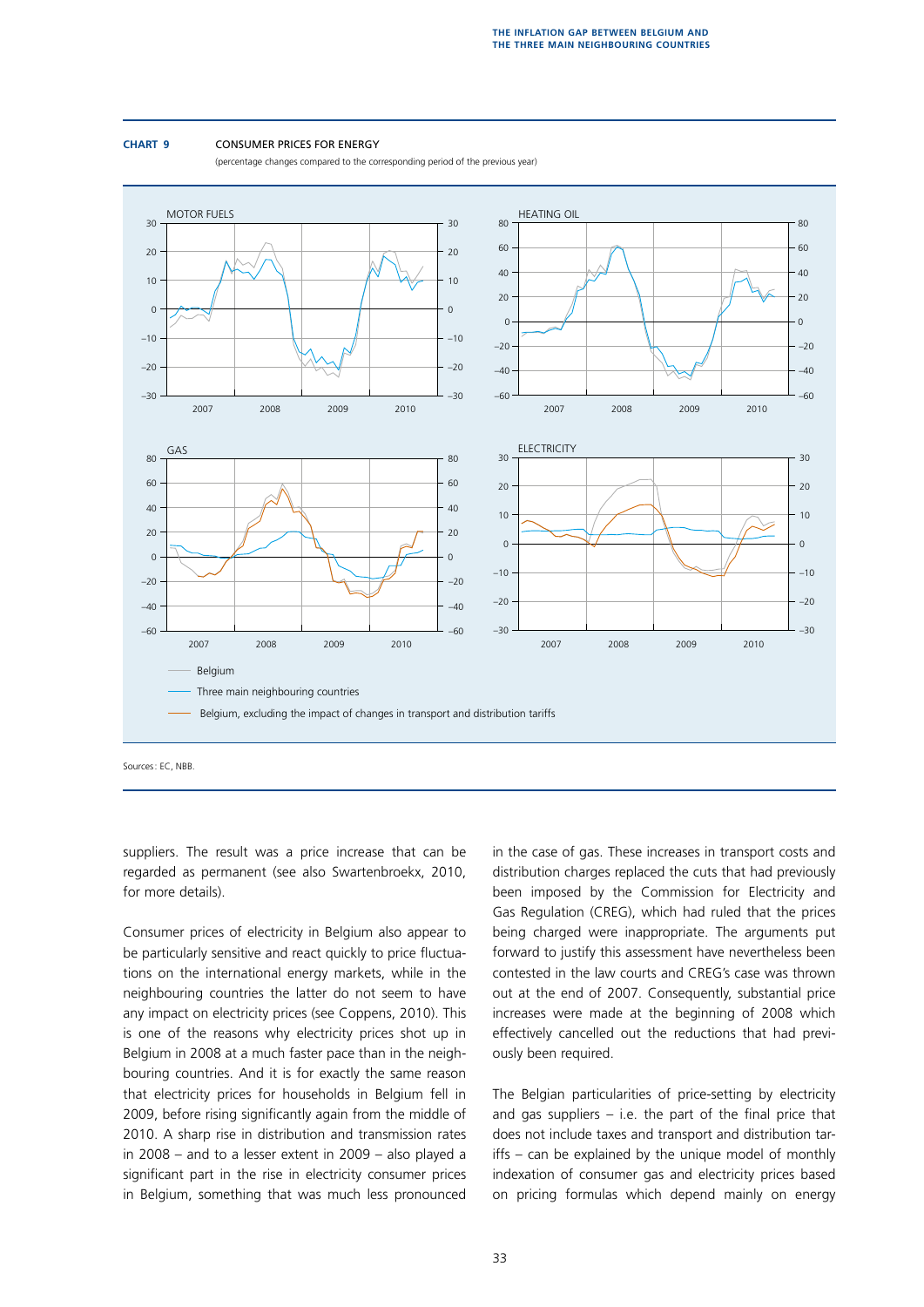**CHART 9** CONSUMER PRICES FOR ENERGY

(percentage changes compared to the corresponding period of the previous year)

MOTOR FUELS

HEATING OIL

GAS

ELECTRICITY

Belgium

Three main neighbouring countries

Belgium, excluding the impact of changes in transport and distribution tariffs

Sources: EC, NBB.

suppliers. The result was a price increase that can be regarded as permanent (see also Swartenbroekx, 2010, for more details).

Consumer prices of electricity in Belgium also appear to be particularly sensitive and react quickly to price fluctuations on the international energy markets, while in the neighbouring countries the latter do not seem to have any impact on electricity prices (see Coppens, 2010). This is one of the reasons why electricity prices shot up in Belgium in 2008 at a much faster pace than in the neighbouring countries. And it is for exactly the same reason that electricity prices for households in Belgium fell in 2009, before rising significantly again from the middle of 2010. A sharp rise in distribution and transmission rates in 2008 – and to a lesser extent in 2009 – also played a significant part in the rise in electricity consumer prices in Belgium, something that was much less pronounced in the case of gas. These increases in transport costs and distribution charges replaced the cuts that had previously been imposed by the Commission for Electricity and Gas Regulation (CREG), which had ruled that the prices being charged were inappropriate. The arguments put forward to justify this assessment have nevertheless been contested in the law courts and CREG's case was thrown out at the end of 2007. Consequently, substantial price increases were made at the beginning of 2008 which effectively cancelled out the reductions that had previously been required.

The Belgian particularities of price-setting by electricity and gas suppliers – i.e. the part of the final price that does not include taxes and transport and distribution tariffs – can be explained by the unique model of monthly indexation of consumer gas and electricity prices based on pricing formulas which depend mainly on energy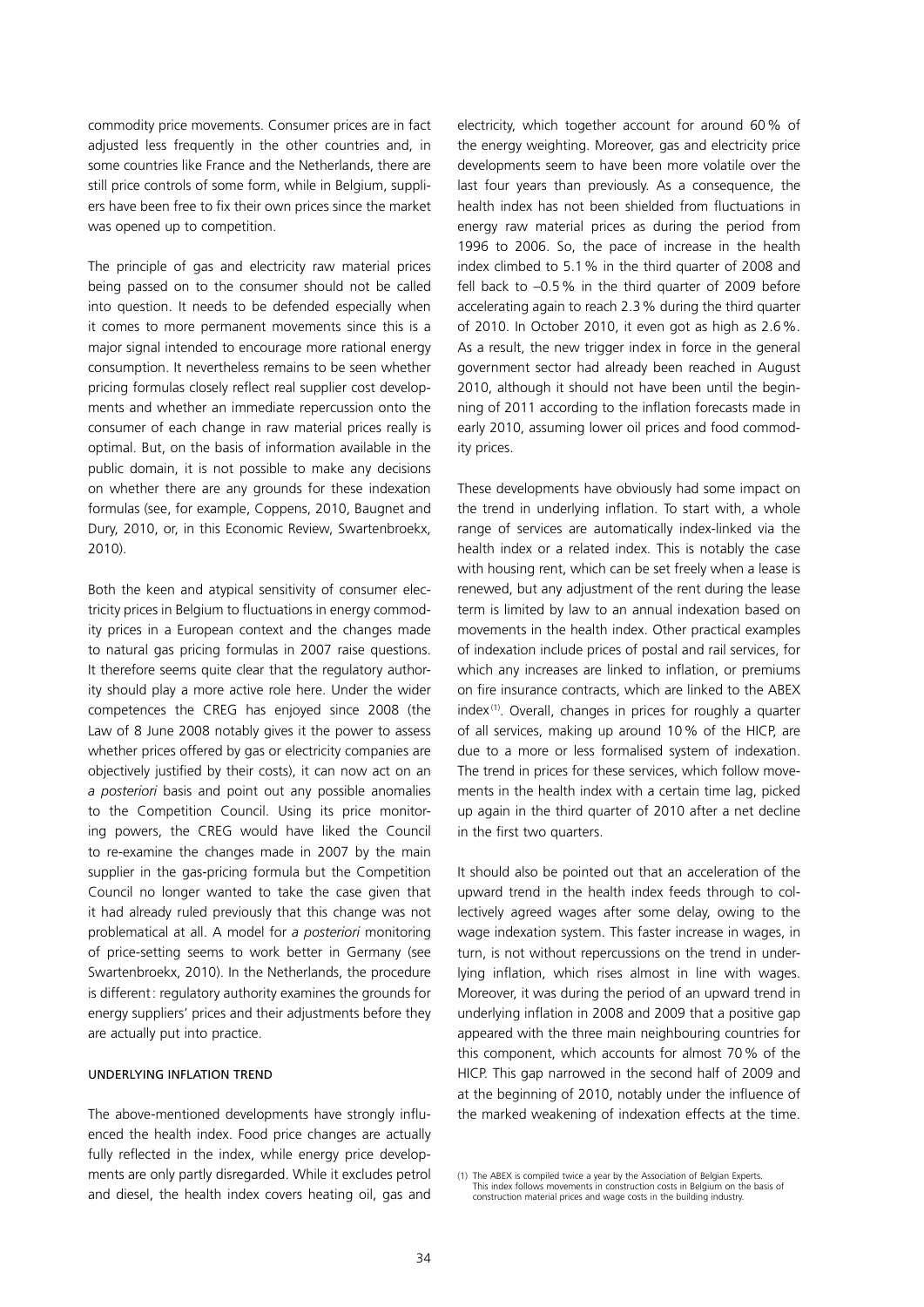commodity price movements. Consumer prices are in fact adjusted less frequently in the other countries and, in some countries like France and the Netherlands, there are still price controls of some form, while in Belgium, suppliers have been free to fix their own prices since the market was opened up to competition.

The principle of gas and electricity raw material prices being passed on to the consumer should not be called into question. It needs to be defended especially when it comes to more permanent movements since this is a major signal intended to encourage more rational energy consumption. It nevertheless remains to be seen whether pricing formulas closely reflect real supplier cost developments and whether an immediate repercussion onto the consumer of each change in raw material prices really is optimal. But, on the basis of information available in the public domain, it is not possible to make any decisions on whether there are any grounds for these indexation formulas (see, for example, Coppens, 2010, Baugnet and Dury, 2010, or, in this Economic Review, Swartenbroekx, 2010).

Both the keen and atypical sensitivity of consumer electricity prices in Belgium to fluctuations in energy commodity prices in a European context and the changes made to natural gas pricing formulas in 2007 raise questions. It therefore seems quite clear that the regulatory authority should play a more active role here. Under the wider competences the CREG has enjoyed since 2008 (the Law of 8 June 2008 notably gives it the power to assess whether prices offered by gas or electricity companies are objectively justified by their costs), it can now act on an *a posteriori* basis and point out any possible anomalies to the Competition Council. Using its price monitoring powers, the CREG would have liked the Council to re-examine the changes made in 2007 by the main supplier in the gas-pricing formula but the Competition Council no longer wanted to take the case given that it had already ruled previously that this change was not problematical at all. A model for *a posteriori* monitoring of price-setting seems to work better in Germany (see Swartenbroekx, 2010). In the Netherlands, the procedure is different: regulatory authority examines the grounds for energy suppliers' prices and their adjustments before they are actually put into practice.

#### UNDERLYING INFLATION TREND

The above-mentioned developments have strongly influenced the health index. Food price changes are actually fully reflected in the index, while energy price developments are only partly disregarded. While it excludes petrol and diesel, the health index covers heating oil, gas and electricity, which together account for around 60 % of the energy weighting. Moreover, gas and electricity price developments seem to have been more volatile over the last four years than previously. As a consequence, the health index has not been shielded from fluctuations in energy raw material prices as during the period from 1996 to 2006. So, the pace of increase in the health index climbed to 5.1 % in the third quarter of 2008 and fell back to –0.5 % in the third quarter of 2009 before accelerating again to reach 2.3 % during the third quarter of 2010. In October 2010, it even got as high as 2.6 %. As a result, the new trigger index in force in the general government sector had already been reached in August 2010, although it should not have been until the beginning of 2011 according to the inflation forecasts made in early 2010, assuming lower oil prices and food commodity prices.

These developments have obviously had some impact on the trend in underlying inflation. To start with, a whole range of services are automatically index-linked via the health index or a related index. This is notably the case with housing rent, which can be set freely when a lease is renewed, but any adjustment of the rent during the lease term is limited by law to an annual indexation based on movements in the health index. Other practical examples of indexation include prices of postal and rail services, for which any increases are linked to inflation, or premiums on fire insurance contracts, which are linked to the ABEX index [1]. Overall, changes in prices for roughly a quarter of all services, making up around 10 % of the HICP, are due to a more or less formalised system of indexation. The trend in prices for these services, which follow movements in the health index with a certain time lag, picked up again in the third quarter of 2010 after a net decline in the first two quarters.

It should also be pointed out that an acceleration of the upward trend in the health index feeds through to collectively agreed wages after some delay, owing to the wage indexation system. This faster increase in wages, in turn, is not without repercussions on the trend in underlying inflation, which rises almost in line with wages. Moreover, it was during the period of an upward trend in underlying inflation in 2008 and 2009 that a positive gap appeared with the three main neighbouring countries for this component, which accounts for almost 70 % of the HICP. This gap narrowed in the second half of 2009 and at the beginning of 2010, notably under the influence of the marked weakening of indexation effects at the time.

(1) The ABEX is compiled twice a year by the Association of Belgian Experts. This index follows movements in construction costs in Belgium on the basis of construction material prices and wage costs in the building industry.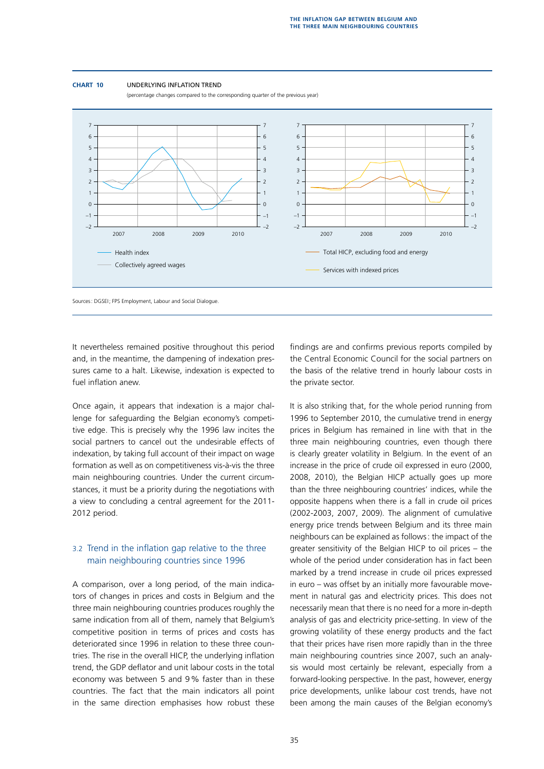**CHART 10** UNDERLYING INFLATION TREND

(percentage changes compared to the corresponding quarter of the previous year)

Sources: DGSEI; FPS Employment, Labour and Social Dialogue.

It nevertheless remained positive throughout this period and, in the meantime, the dampening of indexation pressures came to a halt. Likewise, indexation is expected to fuel inflation anew.

Once again, it appears that indexation is a major challenge for safeguarding the Belgian economy's competitive edge. This is precisely why the 1996 law incites the social partners to cancel out the undesirable effects of indexation, by taking full account of their impact on wage formation as well as on competitiveness vis-à-vis the three main neighbouring countries. Under the current circumstances, it must be a priority during the negotiations with a view to concluding a central agreement for the 2011-2012 period.

### 3.2 Trend in the inflation gap relative to the three main neighbouring countries since 1996

A comparison, over a long period, of the main indicators of changes in prices and costs in Belgium and the three main neighbouring countries produces roughly the same indication from all of them, namely that Belgium's competitive position in terms of prices and costs has deteriorated since 1996 in relation to these three countries. The rise in the overall HICP, the underlying inflation trend, the GDP deflator and unit labour costs in the total economy was between 5 and 9 % faster than in these countries. The fact that the main indicators all point in the same direction emphasises how robust these findings are and confirms previous reports compiled by the Central Economic Council for the social partners on the basis of the relative trend in hourly labour costs in the private sector.

It is also striking that, for the whole period running from 1996 to September 2010, the cumulative trend in energy prices in Belgium has remained in line with that in the three main neighbouring countries, even though there is clearly greater volatility in Belgium. In the event of an increase in the price of crude oil expressed in euro (2000, 2008, 2010), the Belgian HICP actually goes up more than the three neighbouring countries' indices, while the opposite happens when there is a fall in crude oil prices (2002-2003, 2007, 2009). The alignment of cumulative energy price trends between Belgium and its three main neighbours can be explained as follows: the impact of the greater sensitivity of the Belgian HICP to oil prices – the whole of the period under consideration has in fact been marked by a trend increase in crude oil prices expressed in euro – was offset by an initially more favourable movement in natural gas and electricity prices. This does not necessarily mean that there is no need for a more in-depth analysis of gas and electricity price-setting. In view of the growing volatility of these energy products and the fact that their prices have risen more rapidly than in the three main neighbouring countries since 2007, such an analysis would most certainly be relevant, especially from a forward-looking perspective. In the past, however, energy price developments, unlike labour cost trends, have not been among the main causes of the Belgian economy's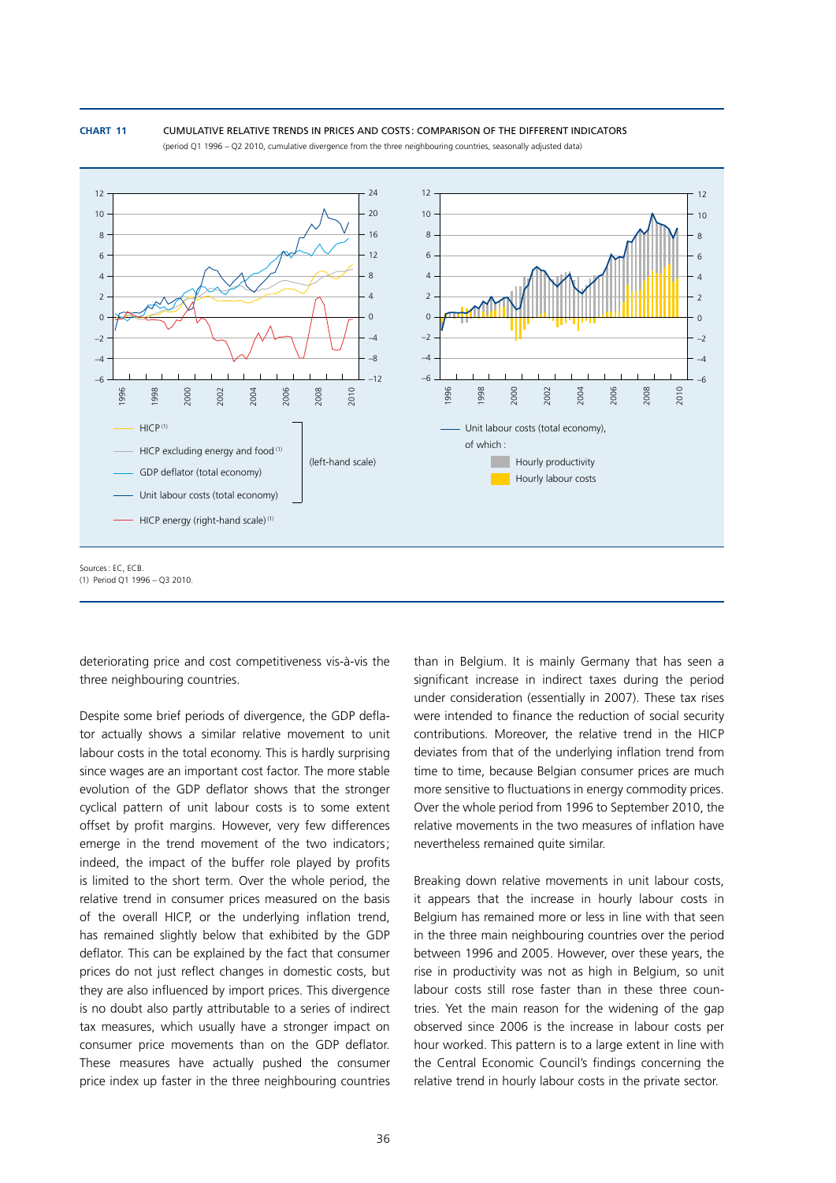**CHART 11** CUMULATIVE RELATIVE TRENDS IN PRICES AND COSTS: COMPARISON OF THE DIFFERENT INDICATORS

(period Q1 1996 – Q2 2010, cumulative divergence from the three neighbouring countries, seasonally adjusted data)

- HICP (1)
- HICP excluding energy and food (1)
- GDP deflator (total economy)
- Unit labour costs (total economy)

(left-hand scale)

- HICP energy (right-hand scale) (1)

Unit labour costs (total economy), of which:
- Hourly productivity
- Hourly labour costs

Sources: EC, ECB.
(1) Period Q1 1996 – Q3 2010.

deteriorating price and cost competitiveness vis-à-vis the three neighbouring countries.

Despite some brief periods of divergence, the GDP deflator actually shows a similar relative movement to unit labour costs in the total economy. This is hardly surprising since wages are an important cost factor. The more stable evolution of the GDP deflator shows that the stronger cyclical pattern of unit labour costs is to some extent offset by profit margins. However, very few differences emerge in the trend movement of the two indicators; indeed, the impact of the buffer role played by profits is limited to the short term. Over the whole period, the relative trend in consumer prices measured on the basis of the overall HICP, or the underlying inflation trend, has remained slightly below that exhibited by the GDP deflator. This can be explained by the fact that consumer prices do not just reflect changes in domestic costs, but they are also influenced by import prices. This divergence is no doubt also partly attributable to a series of indirect tax measures, which usually have a stronger impact on consumer price movements than on the GDP deflator. These measures have actually pushed the consumer price index up faster in the three neighbouring countries than in Belgium. It is mainly Germany that has seen a significant increase in indirect taxes during the period under consideration (essentially in 2007). These tax rises were intended to finance the reduction of social security contributions. Moreover, the relative trend in the HICP deviates from that of the underlying inflation trend from time to time, because Belgian consumer prices are much more sensitive to fluctuations in energy commodity prices. Over the whole period from 1996 to September 2010, the relative movements in the two measures of inflation have nevertheless remained quite similar.

Breaking down relative movements in unit labour costs, it appears that the increase in hourly labour costs in Belgium has remained more or less in line with that seen in the three main neighbouring countries over the period between 1996 and 2005. However, over these years, the rise in productivity was not as high in Belgium, so unit labour costs still rose faster than in these three countries. Yet the main reason for the widening of the gap observed since 2006 is the increase in labour costs per hour worked. This pattern is to a large extent in line with the Central Economic Council's findings concerning the relative trend in hourly labour costs in the private sector.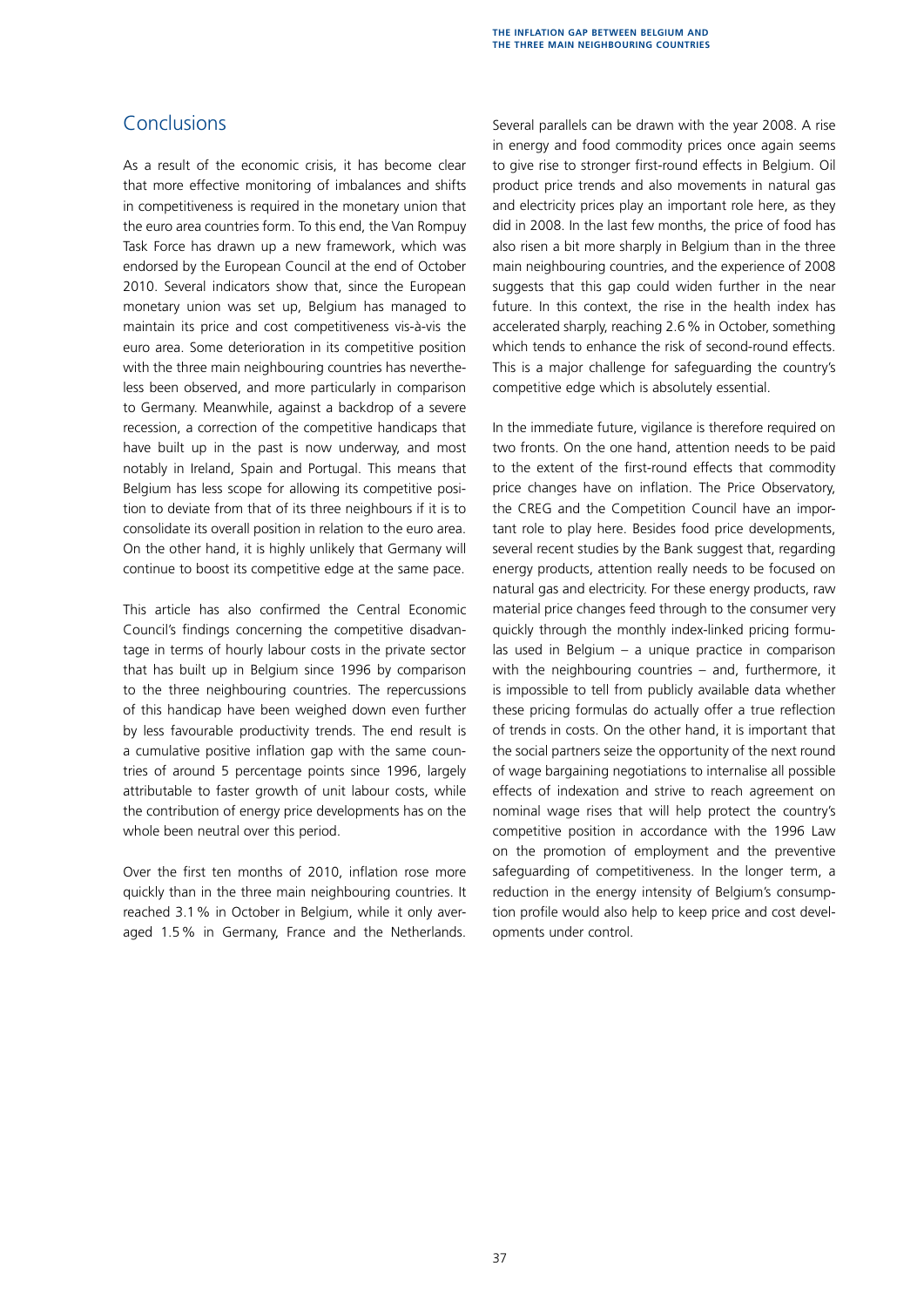## Conclusions

As a result of the economic crisis, it has become clear that more effective monitoring of imbalances and shifts in competitiveness is required in the monetary union that the euro area countries form. To this end, the Van Rompuy Task Force has drawn up a new framework, which was endorsed by the European Council at the end of October 2010. Several indicators show that, since the European monetary union was set up, Belgium has managed to maintain its price and cost competitiveness vis-à-vis the euro area. Some deterioration in its competitive position with the three main neighbouring countries has nevertheless been observed, and more particularly in comparison to Germany. Meanwhile, against a backdrop of a severe recession, a correction of the competitive handicaps that have built up in the past is now underway, and most notably in Ireland, Spain and Portugal. This means that Belgium has less scope for allowing its competitive position to deviate from that of its three neighbours if it is to consolidate its overall position in relation to the euro area. On the other hand, it is highly unlikely that Germany will continue to boost its competitive edge at the same pace.

This article has also confirmed the Central Economic Council's findings concerning the competitive disadvantage in terms of hourly labour costs in the private sector that has built up in Belgium since 1996 by comparison to the three neighbouring countries. The repercussions of this handicap have been weighed down even further by less favourable productivity trends. The end result is a cumulative positive inflation gap with the same countries of around 5 percentage points since 1996, largely attributable to faster growth of unit labour costs, while the contribution of energy price developments has on the whole been neutral over this period.

Over the first ten months of 2010, inflation rose more quickly than in the three main neighbouring countries. It reached 3.1 % in October in Belgium, while it only averaged 1.5 % in Germany, France and the Netherlands. Several parallels can be drawn with the year 2008. A rise in energy and food commodity prices once again seems to give rise to stronger first-round effects in Belgium. Oil product price trends and also movements in natural gas and electricity prices play an important role here, as they did in 2008. In the last few months, the price of food has also risen a bit more sharply in Belgium than in the three main neighbouring countries, and the experience of 2008 suggests that this gap could widen further in the near future. In this context, the rise in the health index has accelerated sharply, reaching 2.6 % in October, something which tends to enhance the risk of second-round effects. This is a major challenge for safeguarding the country's competitive edge which is absolutely essential.

In the immediate future, vigilance is therefore required on two fronts. On the one hand, attention needs to be paid to the extent of the first-round effects that commodity price changes have on inflation. The Price Observatory, the CREG and the Competition Council have an important role to play here. Besides food price developments, several recent studies by the Bank suggest that, regarding energy products, attention really needs to be focused on natural gas and electricity. For these energy products, raw material price changes feed through to the consumer very quickly through the monthly index-linked pricing formulas used in Belgium – a unique practice in comparison with the neighbouring countries – and, furthermore, it is impossible to tell from publicly available data whether these pricing formulas do actually offer a true reflection of trends in costs. On the other hand, it is important that the social partners seize the opportunity of the next round of wage bargaining negotiations to internalise all possible effects of indexation and strive to reach agreement on nominal wage rises that will help protect the country's competitive position in accordance with the 1996 Law on the promotion of employment and the preventive safeguarding of competitiveness. In the longer term, a reduction in the energy intensity of Belgium's consumption profile would also help to keep price and cost developments under control.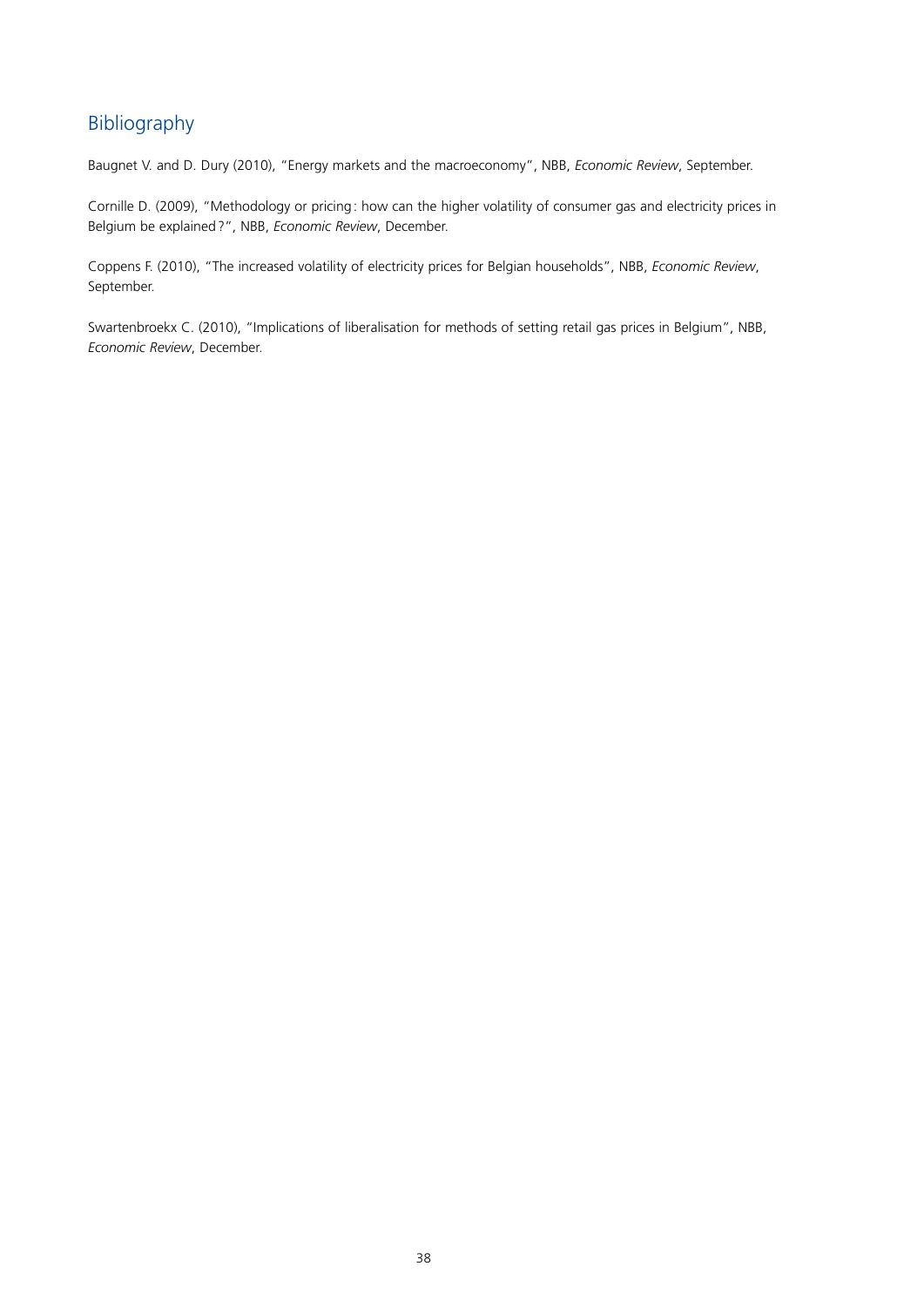## Bibliography

Baugnet V. and D. Dury (2010), "Energy markets and the macroeconomy", NBB, *Economic Review*, September.

Cornille D. (2009), "Methodology or pricing : how can the higher volatility of consumer gas and electricity prices in Belgium be explained ?", NBB, *Economic Review*, December.

Coppens F. (2010), "The increased volatility of electricity prices for Belgian households", NBB, *Economic Review*, September.

Swartenbroekx C. (2010), "Implications of liberalisation for methods of setting retail gas prices in Belgium", NBB, *Economic Review*, December.